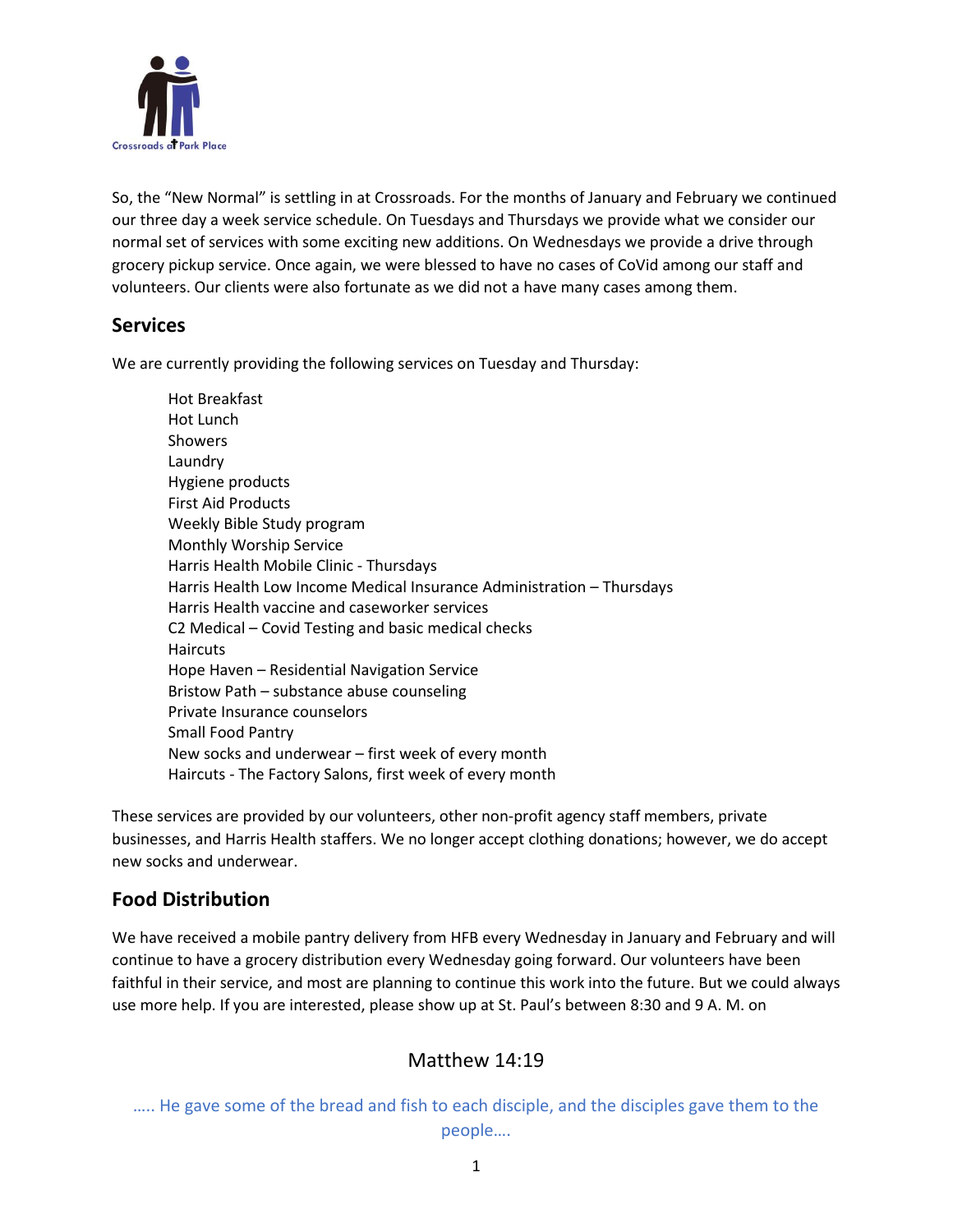Crossroads at Park Place

So, the "New Normal" is settling in at Crossroads. For the months of January and February we continued our three day a week service schedule. On Tuesdays and Thursdays we provide what we consider our normal set of services with some exciting new additions. On Wednesdays we provide a drive through grocery pickup service. Once again, we were blessed to have no cases of CoVid among our staff and volunteers. Our clients were also fortunate as we did not a have many cases among them.

## Services

We are currently providing the following services on Tuesday and Thursday:

- Hot Breakfast
- Hot Lunch
- Showers
- Laundry
- Hygiene products
- First Aid Products
- Weekly Bible Study program
- Monthly Worship Service
- Harris Health Mobile Clinic - Thursdays
- Harris Health Low Income Medical Insurance Administration – Thursdays
- Harris Health vaccine and caseworker services
- C2 Medical – Covid Testing and basic medical checks
- Haircuts
- Hope Haven – Residential Navigation Service
- Bristow Path – substance abuse counseling
- Private Insurance counselors
- Small Food Pantry
- New socks and underwear – first week of every month
- Haircuts - The Factory Salons, first week of every month

These services are provided by our volunteers, other non-profit agency staff members, private businesses, and Harris Health staffers. We no longer accept clothing donations; however, we do accept new socks and underwear.

## Food Distribution

We have received a mobile pantry delivery from HFB every Wednesday in January and February and will continue to have a grocery distribution every Wednesday going forward. Our volunteers have been faithful in their service, and most are planning to continue this work into the future. But we could always use more help. If you are interested, please show up at St. Paul's between 8:30 and 9 A. M. on

Matthew 14:19

….. He gave some of the bread and fish to each disciple, and the disciples gave them to the people….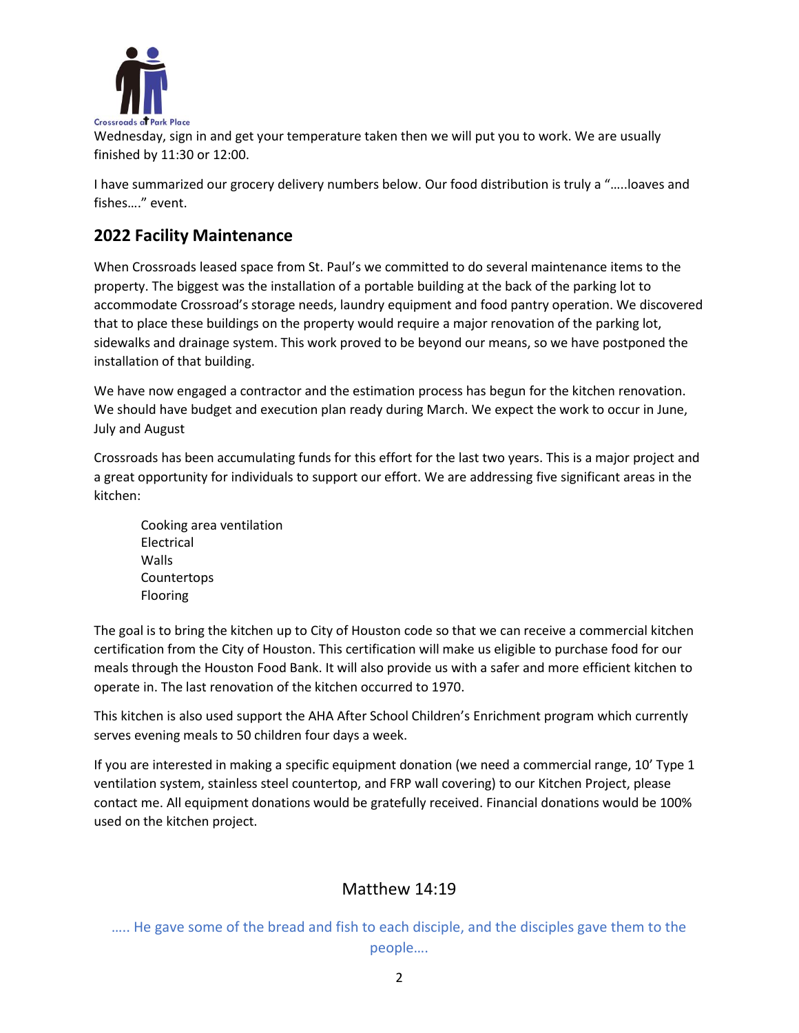Wednesday, sign in and get your temperature taken then we will put you to work. We are usually finished by 11:30 or 12:00.

I have summarized our grocery delivery numbers below. Our food distribution is truly a "…..loaves and fishes…." event.

## 2022 Facility Maintenance

When Crossroads leased space from St. Paul's we committed to do several maintenance items to the property. The biggest was the installation of a portable building at the back of the parking lot to accommodate Crossroad's storage needs, laundry equipment and food pantry operation. We discovered that to place these buildings on the property would require a major renovation of the parking lot, sidewalks and drainage system. This work proved to be beyond our means, so we have postponed the installation of that building.

We have now engaged a contractor and the estimation process has begun for the kitchen renovation. We should have budget and execution plan ready during March. We expect the work to occur in June, July and August

Crossroads has been accumulating funds for this effort for the last two years. This is a major project and a great opportunity for individuals to support our effort. We are addressing five significant areas in the kitchen:

Cooking area ventilation
Electrical
Walls
Countertops
Flooring

The goal is to bring the kitchen up to City of Houston code so that we can receive a commercial kitchen certification from the City of Houston. This certification will make us eligible to purchase food for our meals through the Houston Food Bank. It will also provide us with a safer and more efficient kitchen to operate in. The last renovation of the kitchen occurred to 1970.

This kitchen is also used support the AHA After School Children's Enrichment program which currently serves evening meals to 50 children four days a week.

If you are interested in making a specific equipment donation (we need a commercial range, 10' Type 1 ventilation system, stainless steel countertop, and FRP wall covering) to our Kitchen Project, please contact me. All equipment donations would be gratefully received. Financial donations would be 100% used on the kitchen project.

### Matthew 14:19

….. He gave some of the bread and fish to each disciple, and the disciples gave them to the people….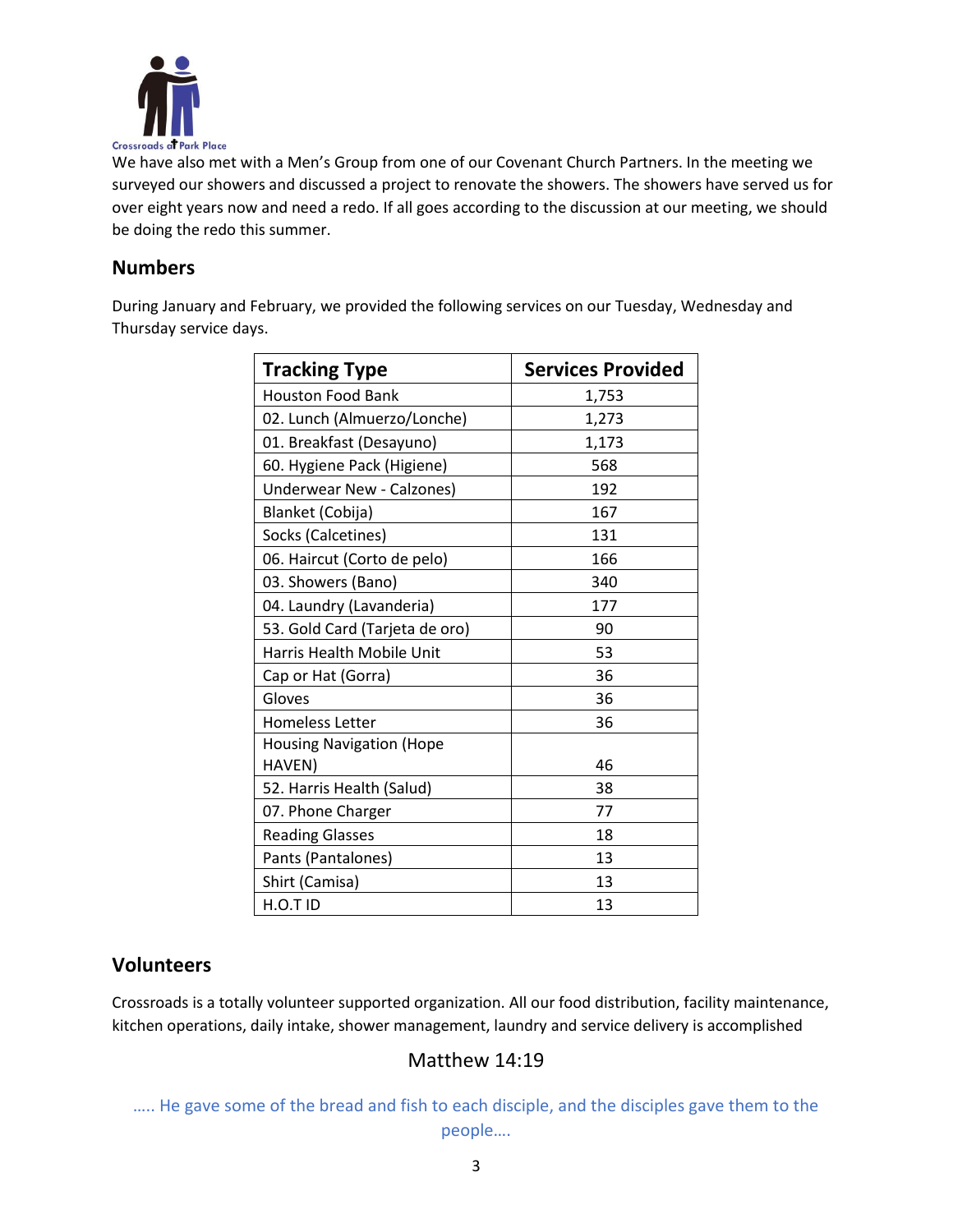We have also met with a Men's Group from one of our Covenant Church Partners. In the meeting we surveyed our showers and discussed a project to renovate the showers. The showers have served us for over eight years now and need a redo. If all goes according to the discussion at our meeting, we should be doing the redo this summer.

## Numbers

During January and February, we provided the following services on our Tuesday, Wednesday and Thursday service days.

| Tracking Type | Services Provided |
|---|---|
| Houston Food Bank | 1,753 |
| 02. Lunch (Almuerzo/Lonche) | 1,273 |
| 01. Breakfast (Desayuno) | 1,173 |
| 60. Hygiene Pack (Higiene) | 568 |
| Underwear New - Calzones) | 192 |
| Blanket (Cobija) | 167 |
| Socks (Calcetines) | 131 |
| 06. Haircut (Corto de pelo) | 166 |
| 03. Showers (Bano) | 340 |
| 04. Laundry (Lavanderia) | 177 |
| 53. Gold Card (Tarjeta de oro) | 90 |
| Harris Health Mobile Unit | 53 |
| Cap or Hat (Gorra) | 36 |
| Gloves | 36 |
| Homeless Letter | 36 |
| Housing Navigation (Hope HAVEN) | 46 |
| 52. Harris Health (Salud) | 38 |
| 07. Phone Charger | 77 |
| Reading Glasses | 18 |
| Pants (Pantalones) | 13 |
| Shirt (Camisa) | 13 |
| H.O.T ID | 13 |

## Volunteers

Crossroads is a totally volunteer supported organization. All our food distribution, facility maintenance, kitchen operations, daily intake, shower management, laundry and service delivery is accomplished

Matthew 14:19

..... He gave some of the bread and fish to each disciple, and the disciples gave them to the people....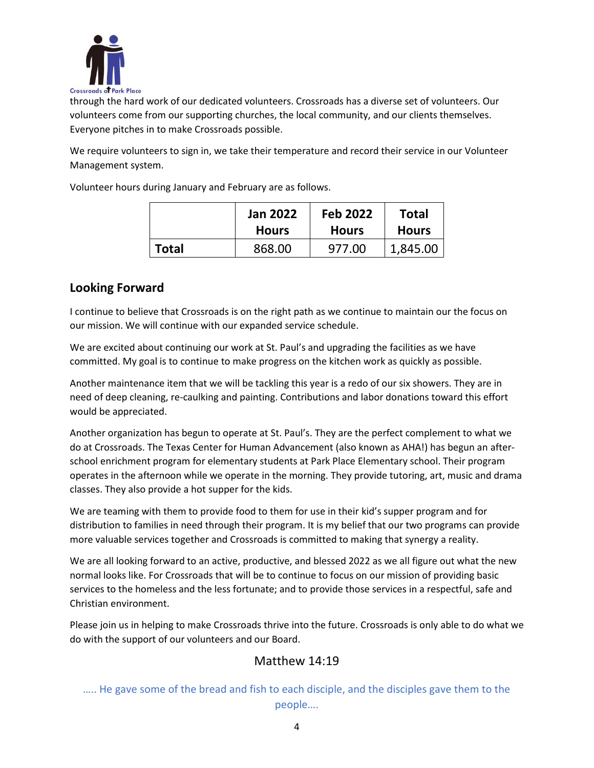through the hard work of our dedicated volunteers. Crossroads has a diverse set of volunteers. Our volunteers come from our supporting churches, the local community, and our clients themselves. Everyone pitches in to make Crossroads possible.

We require volunteers to sign in, we take their temperature and record their service in our Volunteer Management system.

Volunteer hours during January and February are as follows.

| | Jan 2022 Hours | Feb 2022 Hours | Total Hours |
|---|---|---|---|
| **Total** | 868.00 | 977.00 | 1,845.00 |

## Looking Forward

I continue to believe that Crossroads is on the right path as we continue to maintain our the focus on our mission. We will continue with our expanded service schedule.

We are excited about continuing our work at St. Paul's and upgrading the facilities as we have committed. My goal is to continue to make progress on the kitchen work as quickly as possible.

Another maintenance item that we will be tackling this year is a redo of our six showers. They are in need of deep cleaning, re-caulking and painting. Contributions and labor donations toward this effort would be appreciated.

Another organization has begun to operate at St. Paul's. They are the perfect complement to what we do at Crossroads. The Texas Center for Human Advancement (also known as AHA!) has begun an after-school enrichment program for elementary students at Park Place Elementary school. Their program operates in the afternoon while we operate in the morning. They provide tutoring, art, music and drama classes. They also provide a hot supper for the kids.

We are teaming with them to provide food to them for use in their kid's supper program and for distribution to families in need through their program. It is my belief that our two programs can provide more valuable services together and Crossroads is committed to making that synergy a reality.

We are all looking forward to an active, productive, and blessed 2022 as we all figure out what the new normal looks like. For Crossroads that will be to continue to focus on our mission of providing basic services to the homeless and the less fortunate; and to provide those services in a respectful, safe and Christian environment.

Please join us in helping to make Crossroads thrive into the future. Crossroads is only able to do what we do with the support of our volunteers and our Board.

Matthew 14:19

….. He gave some of the bread and fish to each disciple, and the disciples gave them to the people….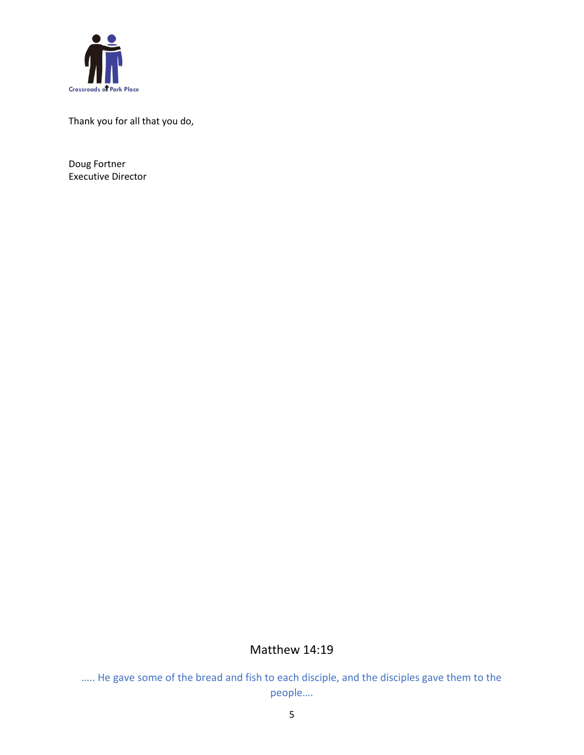Crossroads at Park Place

Thank you for all that you do,

Doug Fortner
Executive Director

Matthew 14:19

….. He gave some of the bread and fish to each disciple, and the disciples gave them to the people….